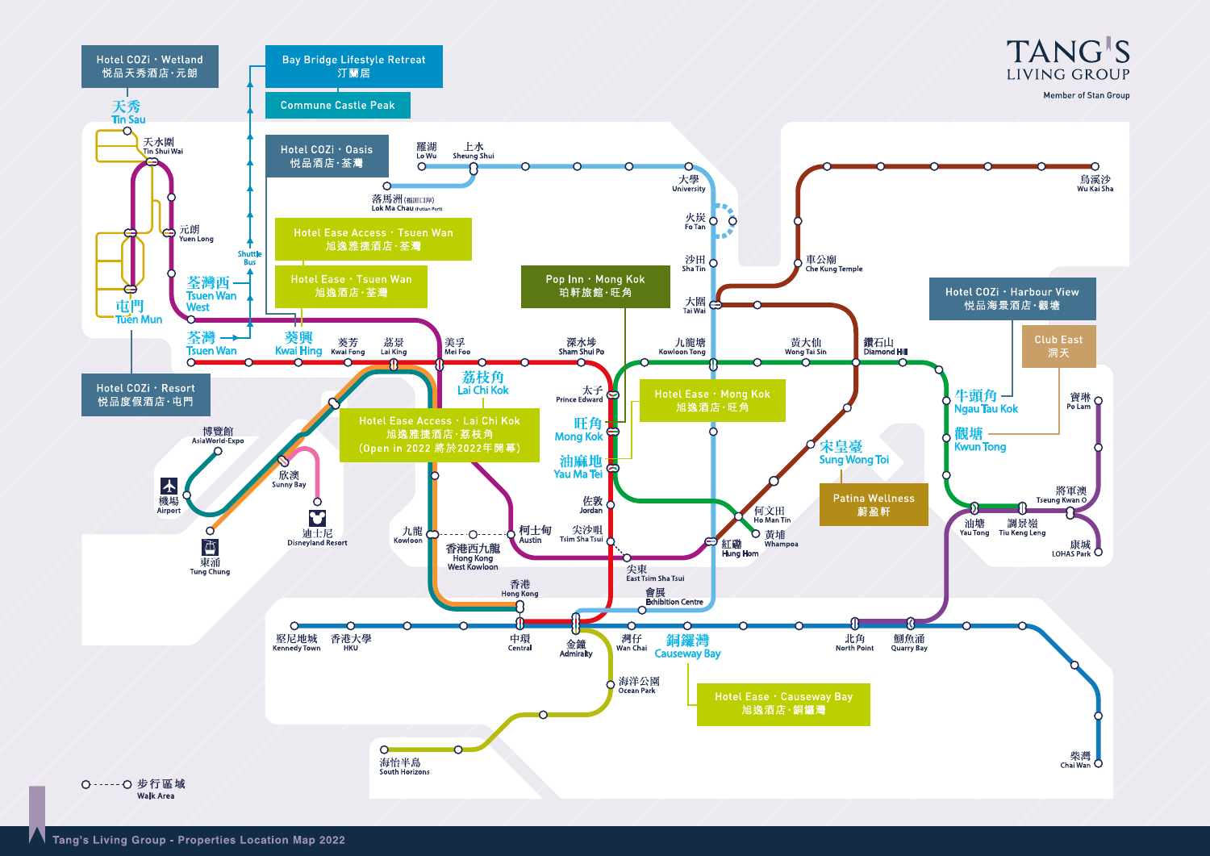# TANG'S LIVING GROUP

Member of Stan Group

- Hotel COZi · Wetland 悅品天秀酒店·元朗 — 天秀 Tin Sau
- Bay Bridge Lifestyle Retreat 汀蘭居
- Commune Castle Peak
- Hotel COZi · Oasis 悅品酒店·荃灣
- Hotel Ease Access · Tsuen Wan 旭逸雅捷酒店·荃灣
- Hotel Ease · Tsuen Wan 旭逸酒店·荃灣
- Hotel COZi · Resort 悅品度假酒店·屯門
- Pop Inn · Mong Kok 珀軒旅館·旺角
- Hotel Ease · Mong Kok 旭逸酒店·旺角
- Hotel Ease Access · Lai Chi Kok 旭逸雅捷酒店·荔枝角 (Open in 2022 將於2022年開幕)
- Hotel COZi · Harbour View 悅品海景酒店·觀塘
- Club East 洞天
- Patina Wellness 蔚盈軒
- Hotel Ease · Causeway Bay 旭逸酒店·銅鑼灣

天秀 Tin Sau, 天水圍 Tin Shui Wai, 元朗 Yuen Long, 屯門 Tuen Mun, 荃灣西 Tsuen Wan West, 荃灣 Tsuen Wan, 葵興 Kwai Hing, 葵芳 Kwai Fong, 荔景 Lai King, 美孚 Mei Foo, 荔枝角 Lai Chi Kok, 深水埗 Sham Shui Po, 太子 Prince Edward, 旺角 Mong Kok, 油麻地 Yau Ma Tei, 佐敦 Jordan, 尖沙咀 Tsim Sha Tsui, 柯士甸 Austin, 九龍 Kowloon, 香港西九龍 Hong Kong West Kowloon, 香港 Hong Kong, 羅湖 Lo Wu, 上水 Sheung Shui, 落馬洲(福田口岸) Lok Ma Chau (Futian Port), 大學 University, 火炭 Fo Tan, 沙田 Sha Tin, 大圍 Tai Wai, 車公廟 Che Kung Temple, 烏溪沙 Wu Kai Sha, 九龍塘 Kowloon Tong, 黃大仙 Wong Tai Sin, 鑽石山 Diamond Hill, 宋皇臺 Sung Wong Toi, 牛頭角 Ngau Tau Kok, 觀塘 Kwun Tong, 寶琳 Po Lam, 將軍澳 Tseung Kwan O, 油塘 Yau Tong, 調景嶺 Tiu Keng Leng, 康城 LOHAS Park, 何文田 Ho Man Tin, 黃埔 Whampoa, 紅磡 Hung Hom, 尖東 East Tsim Sha Tsui, 會展 Exhibition Centre, 博覽館 AsiaWorld-Expo, 機場 Airport, 欣澳 Sunny Bay, 迪士尼 Disneyland Resort, 東涌 Tung Chung, 堅尼地城 Kennedy Town, 香港大學 HKU, 中環 Central, 金鐘 Admiralty, 灣仔 Wan Chai, 銅鑼灣 Causeway Bay, 北角 North Point, 鰂魚涌 Quarry Bay, 柴灣 Chai Wan, 海洋公園 Ocean Park, 海怡半島 South Horizons, Shuttle Bus

步行區域 Walk Area

Tang's Living Group - Properties Location Map 2022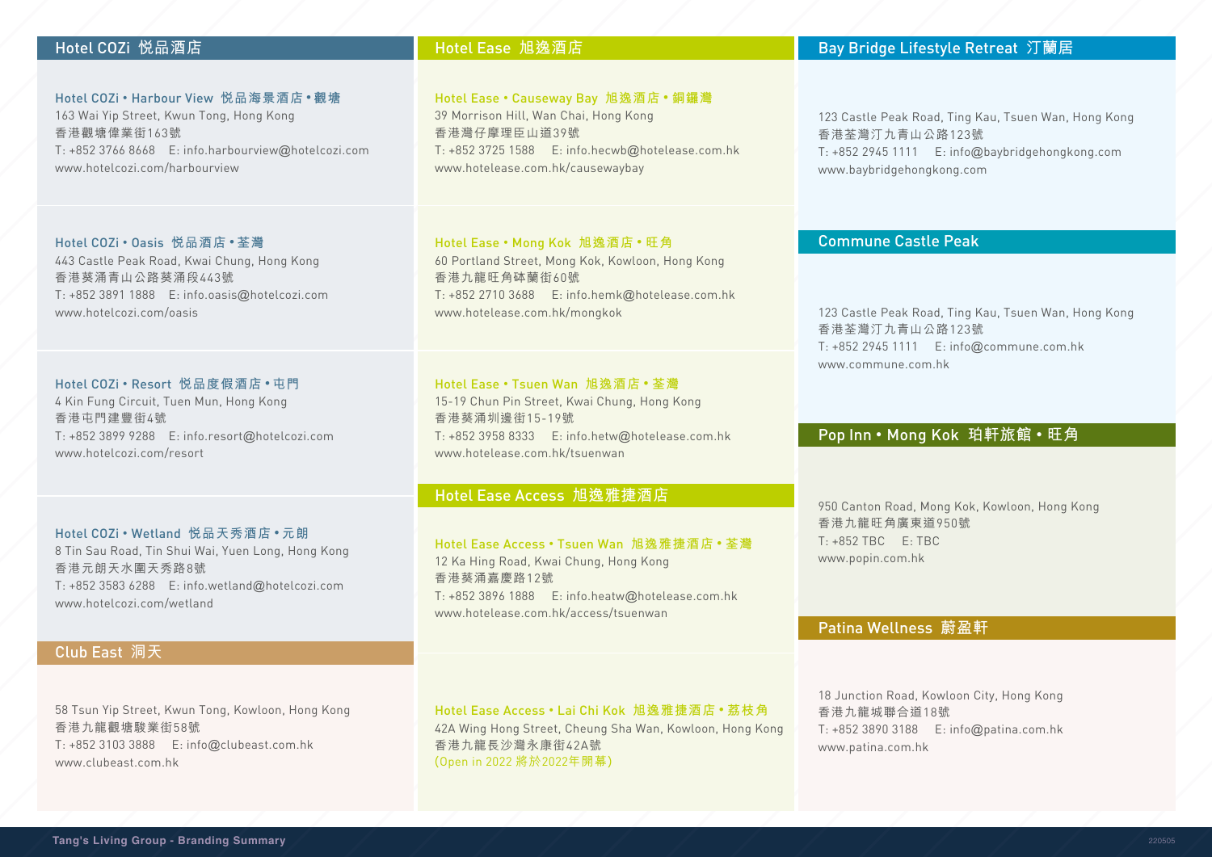## Hotel COZi 悦品酒店

### Hotel COZi • Harbour View 悅品海景酒店 • 觀塘

163 Wai Yip Street, Kwun Tong, Hong Kong
香港觀塘偉業街163號
T: +852 3766 8668　E: info.harbourview@hotelcozi.com
www.hotelcozi.com/harbourview

### Hotel COZi • Oasis 悅品酒店 • 荃灣

443 Castle Peak Road, Kwai Chung, Hong Kong
香港葵涌青山公路葵涌段443號
T: +852 3891 1888　E: info.oasis@hotelcozi.com
www.hotelcozi.com/oasis

### Hotel COZi • Resort 悅品度假酒店 • 屯門

4 Kin Fung Circuit, Tuen Mun, Hong Kong
香港屯門建豐街4號
T: +852 3899 9288　E: info.resort@hotelcozi.com
www.hotelcozi.com/resort

### Hotel COZi • Wetland 悅品天秀酒店 • 元朗

8 Tin Sau Road, Tin Shui Wai, Yuen Long, Hong Kong
香港元朗天水圍天秀路8號
T: +852 3583 6288　E: info.wetland@hotelcozi.com
www.hotelcozi.com/wetland

## Club East 洞天

58 Tsun Yip Street, Kwun Tong, Kowloon, Hong Kong
香港九龍觀塘駿業街58號
T: +852 3103 3888　E: info@clubeast.com.hk
www.clubeast.com.hk

## Hotel Ease 旭逸酒店

### Hotel Ease • Causeway Bay 旭逸酒店 • 銅鑼灣

39 Morrison Hill, Wan Chai, Hong Kong
香港灣仔摩理臣山道39號
T: +852 3725 1588　E: info.hecwb@hotelease.com.hk
www.hotelease.com.hk/causewaybay

### Hotel Ease • Mong Kok 旭逸酒店 • 旺角

60 Portland Street, Mong Kok, Kowloon, Hong Kong
香港九龍旺角砵蘭街60號
T: +852 2710 3688　E: info.hemk@hotelease.com.hk
www.hotelease.com.hk/mongkok

### Hotel Ease • Tsuen Wan 旭逸酒店 • 荃灣

15-19 Chun Pin Street, Kwai Chung, Hong Kong
香港葵涌圳邊街15-19號
T: +852 3958 8333　E: info.hetw@hotelease.com.hk
www.hotelease.com.hk/tsuenwan

## Hotel Ease Access 旭逸雅捷酒店

### Hotel Ease Access • Tsuen Wan 旭逸雅捷酒店 • 荃灣

12 Ka Hing Road, Kwai Chung, Hong Kong
香港葵涌嘉慶路12號
T: +852 3896 1888　E: info.heatw@hotelease.com.hk
www.hotelease.com.hk/access/tsuenwan

### Hotel Ease Access • Lai Chi Kok 旭逸雅捷酒店 • 荔枝角

42A Wing Hong Street, Cheung Sha Wan, Kowloon, Hong Kong
香港九龍長沙灣永康街42A號
(Open in 2022 將於2022年開幕)

## Bay Bridge Lifestyle Retreat 汀蘭居

123 Castle Peak Road, Ting Kau, Tsuen Wan, Hong Kong
香港荃灣汀九青山公路123號
T: +852 2945 1111　E: info@baybridgehongkong.com
www.baybridgehongkong.com

## Commune Castle Peak

123 Castle Peak Road, Ting Kau, Tsuen Wan, Hong Kong
香港荃灣汀九青山公路123號
T: +852 2945 1111　E: info@commune.com.hk
www.commune.com.hk

## Pop Inn • Mong Kok 珀軒旅館 • 旺角

950 Canton Road, Mong Kok, Kowloon, Hong Kong
香港九龍旺角廣東道950號
T: +852 TBC　E: TBC
www.popin.com.hk

## Patina Wellness 蔚盈軒

18 Junction Road, Kowloon City, Hong Kong
香港九龍城聯合道18號
T: +852 3890 3188　E: info@patina.com.hk
www.patina.com.hk